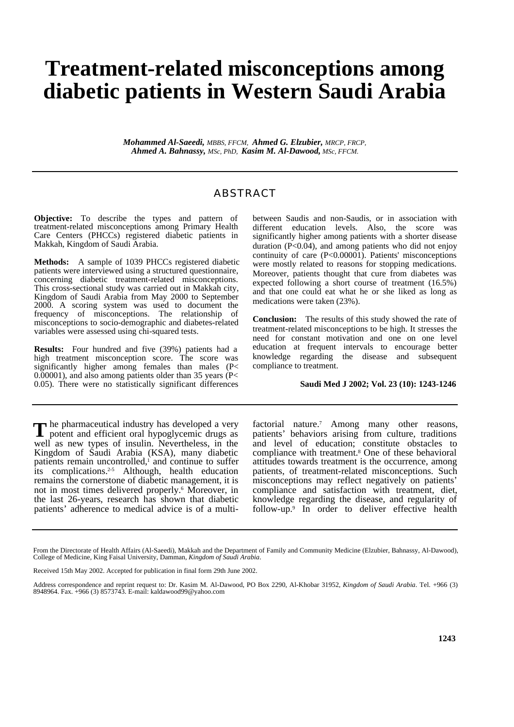# Treatment-related misconceptions among diabetic patients in Western Saudi Arabia

***Mohammed Al-Saeedi,*** *MBBS, FFCM,* ***Ahmed G. Elzubier,*** *MRCP, FRCP,*
***Ahmed A. Bahnassy,*** *MSc, PhD,* ***Kasim M. Al-Dawood,*** *MSc, FFCM.*

## ABSTRACT

**Objective:** To describe the types and pattern of treatment-related misconceptions among Primary Health Care Centers (PHCCs) registered diabetic patients in Makkah, Kingdom of Saudi Arabia.

**Methods:** A sample of 1039 PHCCs registered diabetic patients were interviewed using a structured questionnaire, concerning diabetic treatment-related misconceptions. This cross-sectional study was carried out in Makkah city, Kingdom of Saudi Arabia from May 2000 to September 2000. A scoring system was used to document the frequency of misconceptions. The relationship of misconceptions to socio-demographic and diabetes-related variables were assessed using chi-squared tests.

**Results:** Four hundred and five (39%) patients had a high treatment misconception score. The score was significantly higher among females than males ($P< 0.00001$), and also among patients older than 35 years ($P< 0.05$). There were no statistically significant differences between Saudis and non-Saudis, or in association with different education levels. Also, the score was significantly higher among patients with a shorter disease duration ($P<0.04$), and among patients who did not enjoy continuity of care ($P<0.00001$). Patients' misconceptions were mostly related to reasons for stopping medications. Moreover, patients thought that cure from diabetes was expected following a short course of treatment (16.5%) and that one could eat what he or she liked as long as medications were taken (23%).

**Conclusion:** The results of this study showed the rate of treatment-related misconceptions to be high. It stresses the need for constant motivation and one on one level education at frequent intervals to encourage better knowledge regarding the disease and subsequent compliance to treatment.

**Saudi Med J 2002; Vol. 23 (10): 1243-1246**

The pharmaceutical industry has developed a very potent and efficient oral hypoglycemic drugs as well as new types of insulin. Nevertheless, in the Kingdom of Saudi Arabia (KSA), many diabetic patients remain uncontrolled,[1] and continue to suffer its complications.[2-5] Although, health education remains the cornerstone of diabetic management, it is not in most times delivered properly.[6] Moreover, in the last 26-years, research has shown that diabetic patients' adherence to medical advice is of a multi-factorial nature.[7] Among many other reasons, patients' behaviors arising from culture, traditions and level of education; constitute obstacles to compliance with treatment.[8] One of these behavioral attitudes towards treatment is the occurrence, among patients, of treatment-related misconceptions. Such misconceptions may reflect negatively on patients' compliance and satisfaction with treatment, diet, knowledge regarding the disease, and regularity of follow-up.[9] In order to deliver effective health

From the Directorate of Health Affairs (Al-Saeedi), Makkah and the Department of Family and Community Medicine (Elzubier, Bahnassy, Al-Dawood), College of Medicine, King Faisal University, Damman, *Kingdom of Saudi Arabia*.

Received 15th May 2002. Accepted for publication in final form 29th June 2002.

Address correspondence and reprint request to: Dr. Kasim M. Al-Dawood, PO Box 2290, Al-Khobar 31952, *Kingdom of Saudi Arabia*. Tel. +966 (3) 8948964. Fax. +966 (3) 8573743. E-mail: kaldawood99@yahoo.com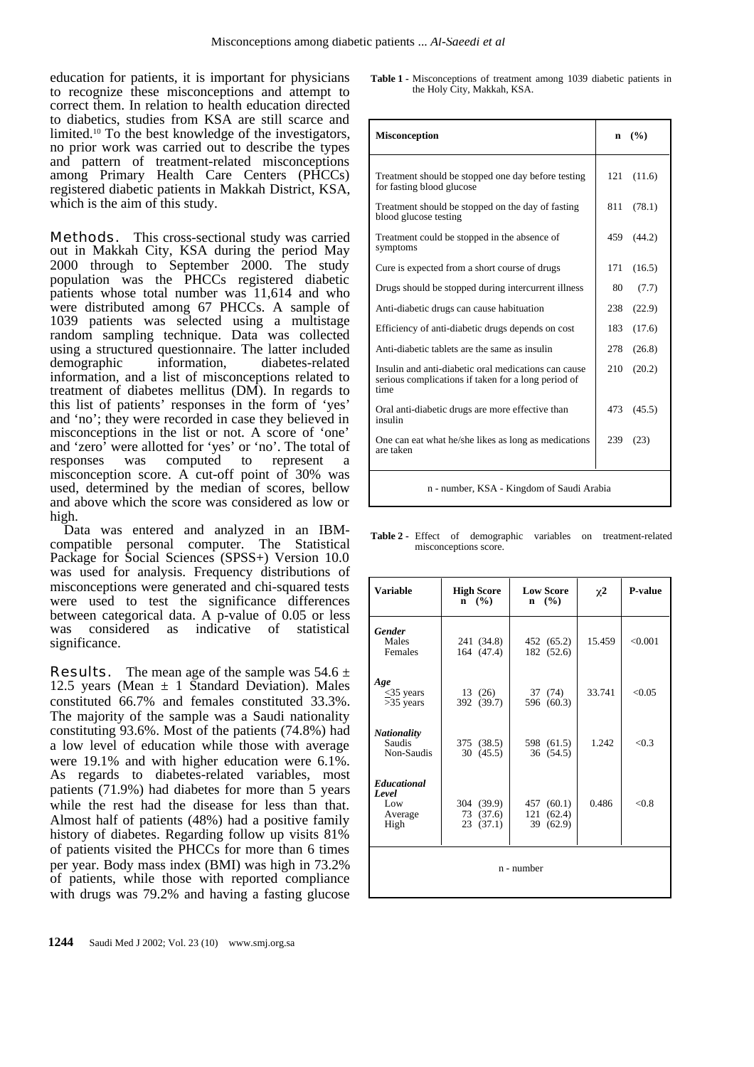education for patients, it is important for physicians to recognize these misconceptions and attempt to correct them. In relation to health education directed to diabetics, studies from KSA are still scarce and limited.[10] To the best knowledge of the investigators, no prior work was carried out to describe the types and pattern of treatment-related misconceptions among Primary Health Care Centers (PHCCs) registered diabetic patients in Makkah District, KSA, which is the aim of this study.

**Methods.** This cross-sectional study was carried out in Makkah City, KSA during the period May 2000 through to September 2000. The study population was the PHCCs registered diabetic patients whose total number was 11,614 and who were distributed among 67 PHCCs. A sample of 1039 patients was selected using a multistage random sampling technique. Data was collected using a structured questionnaire. The latter included demographic information, diabetes-related information, and a list of misconceptions related to treatment of diabetes mellitus (DM). In regards to this list of patients' responses in the form of 'yes' and 'no'; they were recorded in case they believed in misconceptions in the list or not. A score of 'one' and 'zero' were allotted for 'yes' or 'no'. The total of responses was computed to represent a misconception score. A cut-off point of 30% was used, determined by the median of scores, bellow and above which the score was considered as low or high.

Data was entered and analyzed in an IBM-compatible personal computer. The Statistical Package for Social Sciences (SPSS+) Version 10.0 was used for analysis. Frequency distributions of misconceptions were generated and chi-squared tests were used to test the significance differences between categorical data. A p-value of 0.05 or less was considered as indicative of statistical significance.

**Results.** The mean age of the sample was 54.6 ± 12.5 years (Mean ± 1 Standard Deviation). Males constituted 66.7% and females constituted 33.3%. The majority of the sample was a Saudi nationality constituting 93.6%. Most of the patients (74.8%) had a low level of education while those with average were 19.1% and with higher education were 6.1%. As regards to diabetes-related variables, most patients (71.9%) had diabetes for more than 5 years while the rest had the disease for less than that. Almost half of patients (48%) had a positive family history of diabetes. Regarding follow up visits 81% of patients visited the PHCCs for more than 6 times per year. Body mass index (BMI) was high in 73.2% of patients, while those with reported compliance with drugs was 79.2% and having a fasting glucose

**Table 1** - Misconceptions of treatment among 1039 diabetic patients in the Holy City, Makkah, KSA.

| Misconception | n (%) |
|---|---|
| Treatment should be stopped one day before testing for fasting blood glucose | 121 (11.6) |
| Treatment should be stopped on the day of fasting blood glucose testing | 811 (78.1) |
| Treatment could be stopped in the absence of symptoms | 459 (44.2) |
| Cure is expected from a short course of drugs | 171 (16.5) |
| Drugs should be stopped during intercurrent illness | 80 (7.7) |
| Anti-diabetic drugs can cause habituation | 238 (22.9) |
| Efficiency of anti-diabetic drugs depends on cost | 183 (17.6) |
| Anti-diabetic tablets are the same as insulin | 278 (26.8) |
| Insulin and anti-diabetic oral medications can cause serious complications if taken for a long period of time | 210 (20.2) |
| Oral anti-diabetic drugs are more effective than insulin | 473 (45.5) |
| One can eat what he/she likes as long as medications are taken | 239 (23) |

n - number, KSA - Kingdom of Saudi Arabia

**Table 2** - Effect of demographic variables on treatment-related misconceptions score.

| Variable | High Score n (%) | Low Score n (%) | $\chi^2$ | P-value |
|---|---|---|---|---|
| ***Gender*** | | | | |
| Males | 241 (34.8) | 452 (65.2) | 15.459 | <0.001 |
| Females | 164 (47.4) | 182 (52.6) | | |
| ***Age*** | | | | |
| ≤35 years | 13 (26) | 37 (74) | 33.741 | <0.05 |
| >35 years | 392 (39.7) | 596 (60.3) | | |
| ***Nationality*** | | | | |
| Saudis | 375 (38.5) | 598 (61.5) | 1.242 | <0.3 |
| Non-Saudis | 30 (45.5) | 36 (54.5) | | |
| ***Educational Level*** | | | | |
| Low | 304 (39.9) | 457 (60.1) | 0.486 | <0.8 |
| Average | 73 (37.6) | 121 (62.4) | | |
| High | 23 (37.1) | 39 (62.9) | | |

n - number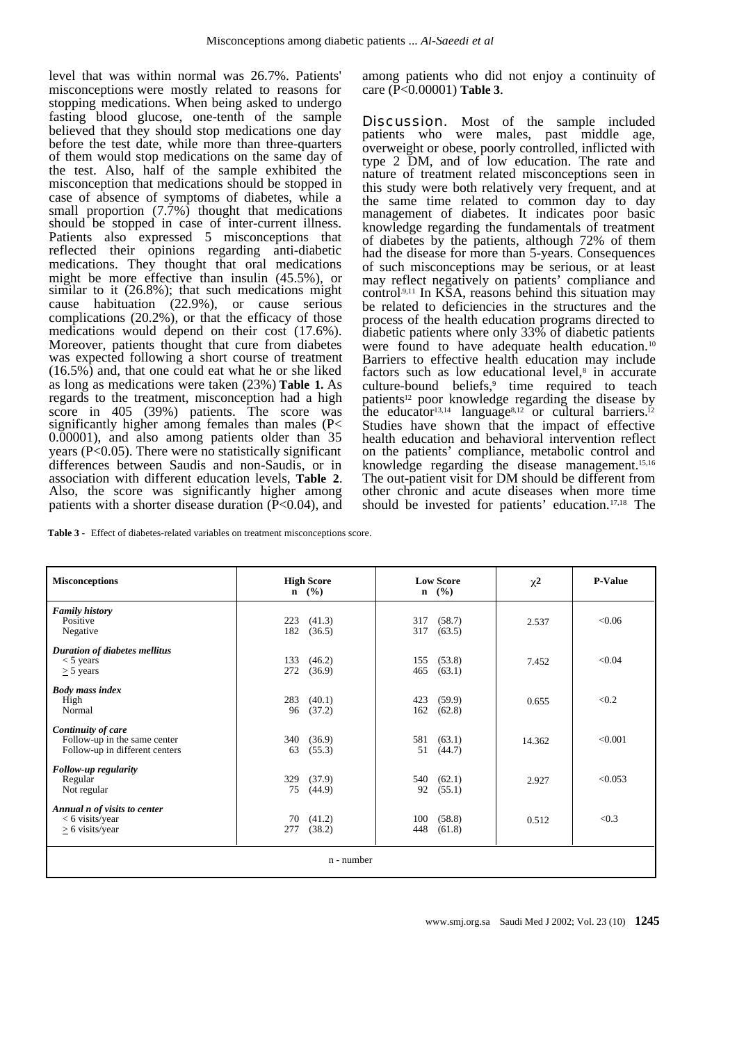level that was within normal was 26.7%. Patients' misconceptions were mostly related to reasons for stopping medications. When being asked to undergo fasting blood glucose, one-tenth of the sample believed that they should stop medications one day before the test date, while more than three-quarters of them would stop medications on the same day of the test. Also, half of the sample exhibited the misconception that medications should be stopped in case of absence of symptoms of diabetes, while a small proportion (7.7%) thought that medications should be stopped in case of inter-current illness. Patients also expressed 5 misconceptions that reflected their opinions regarding anti-diabetic medications. They thought that oral medications might be more effective than insulin (45.5%), or similar to it (26.8%); that such medications might cause habituation (22.9%), or cause serious complications (20.2%), or that the efficacy of those medications would depend on their cost (17.6%). Moreover, patients thought that cure from diabetes was expected following a short course of treatment (16.5%) and, that one could eat what he or she liked as long as medications were taken (23%) **Table 1.** As regards to the treatment, misconception had a high score in 405 (39%) patients. The score was significantly higher among females than males ($P< 0.00001$), and also among patients older than 35 years ($P<0.05$). There were no statistically significant differences between Saudis and non-Saudis, or in association with different education levels, **Table 2**. Also, the score was significantly higher among patients with a shorter disease duration ($P<0.04$), and among patients who did not enjoy a continuity of care ($P<0.00001$) **Table 3**.

**Discussion.** Most of the sample included patients who were males, past middle age, overweight or obese, poorly controlled, inflicted with type 2 DM, and of low education. The rate and nature of treatment related misconceptions seen in this study were both relatively very frequent, and at the same time related to common day to day management of diabetes. It indicates poor basic knowledge regarding the fundamentals of treatment of diabetes by the patients, although 72% of them had the disease for more than 5-years. Consequences of such misconceptions may be serious, or at least may reflect negatively on patients' compliance and control.[9,11] In KSA, reasons behind this situation may be related to deficiencies in the structures and the process of the health education programs directed to diabetic patients where only 33% of diabetic patients were found to have adequate health education.[10] Barriers to effective health education may include factors such as low educational level,[8] in accurate culture-bound beliefs,[9] time required to teach patients[12] poor knowledge regarding the disease by the educator[13,14] language[8,12] or cultural barriers.[12] Studies have shown that the impact of effective health education and behavioral intervention reflect on the patients' compliance, metabolic control and knowledge regarding the disease management.[15,16] The out-patient visit for DM should be different from other chronic and acute diseases when more time should be invested for patients' education.[17,18] The

**Table 3 -** Effect of diabetes-related variables on treatment misconceptions score.

| Misconceptions | High Score n (%) | Low Score n (%) | $\chi^2$ | P-Value |
|---|---|---|---|---|
| ***Family history*** | | | | |
| Positive | 223 (41.3) | 317 (58.7) | 2.537 | <0.06 |
| Negative | 182 (36.5) | 317 (63.5) | | |
| ***Duration of diabetes mellitus*** | | | | |
| < 5 years | 133 (46.2) | 155 (53.8) | 7.452 | <0.04 |
| ≥ 5 years | 272 (36.9) | 465 (63.1) | | |
| ***Body mass index*** | | | | |
| High | 283 (40.1) | 423 (59.9) | 0.655 | <0.2 |
| Normal | 96 (37.2) | 162 (62.8) | | |
| ***Continuity of care*** | | | | |
| Follow-up in the same center | 340 (36.9) | 581 (63.1) | 14.362 | <0.001 |
| Follow-up in different centers | 63 (55.3) | 51 (44.7) | | |
| ***Follow-up regularity*** | | | | |
| Regular | 329 (37.9) | 540 (62.1) | 2.927 | <0.053 |
| Not regular | 75 (44.9) | 92 (55.1) | | |
| ***Annual n of visits to center*** | | | | |
| < 6 visits/year | 70 (41.2) | 100 (58.8) | 0.512 | <0.3 |
| ≥ 6 visits/year | 277 (38.2) | 448 (61.8) | | |

n - number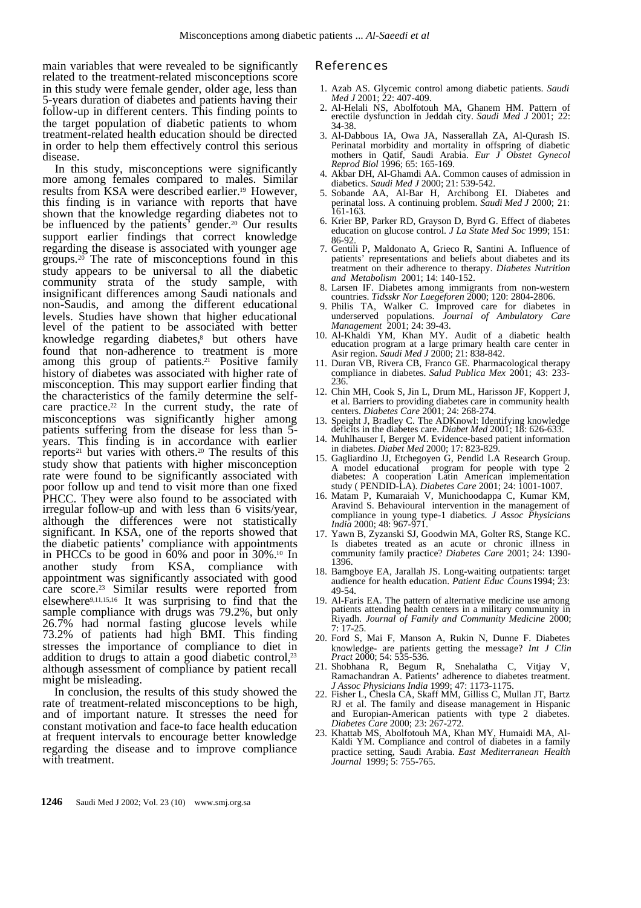main variables that were revealed to be significantly related to the treatment-related misconceptions score in this study were female gender, older age, less than 5-years duration of diabetes and patients having their follow-up in different centers. This finding points to the target population of diabetic patients to whom treatment-related health education should be directed in order to help them effectively control this serious disease.

In this study, misconceptions were significantly more among females compared to males. Similar results from KSA were described earlier.[19] However, this finding is in variance with reports that have shown that the knowledge regarding diabetes not to be influenced by the patients' gender.[20] Our results support earlier findings that correct knowledge regarding the disease is associated with younger age groups.[20] The rate of misconceptions found in this study appears to be universal to all the diabetic community strata of the study sample, with insignificant differences among Saudi nationals and non-Saudis, and among the different educational levels. Studies have shown that higher educational level of the patient to be associated with better knowledge regarding diabetes,[8] but others have found that non-adherence to treatment is more among this group of patients.[21] Positive family history of diabetes was associated with higher rate of misconception. This may support earlier finding that the characteristics of the family determine the self-care practice.[22] In the current study, the rate of misconceptions was significantly higher among patients suffering from the disease for less than 5-years. This finding is in accordance with earlier reports[21] but varies with others.[20] The results of this study show that patients with higher misconception rate were found to be significantly associated with poor follow up and tend to visit more than one fixed PHCC. They were also found to be associated with irregular follow-up and with less than 6 visits/year, although the differences were not statistically significant. In KSA, one of the reports showed that the diabetic patients' compliance with appointments in PHCCs to be good in 60% and poor in 30%.[10] In another study from KSA, compliance with appointment was significantly associated with good care score.[23] Similar results were reported from elsewhere[9,11,15,16] It was surprising to find that the sample compliance with drugs was 79.2%, but only 26.7% had normal fasting glucose levels while 73.2% of patients had high BMI. This finding stresses the importance of compliance to diet in addition to drugs to attain a good diabetic control,[23] although assessment of compliance by patient recall might be misleading.

In conclusion, the results of this study showed the rate of treatment-related misconceptions to be high, and of important nature. It stresses the need for constant motivation and face-to face health education at frequent intervals to encourage better knowledge regarding the disease and to improve compliance with treatment.

## References

1. Azab AS. Glycemic control among diabetic patients. *Saudi Med J* 2001; 22: 407-409.
2. Al-Helali NS, Abolfotouh MA, Ghanem HM. Pattern of erectile dysfunction in Jeddah city. *Saudi Med J* 2001; 22: 34-38.
3. Al-Dabbous IA, Owa JA, Nasserallah ZA, Al-Qurash IS. Perinatal morbidity and mortality in offspring of diabetic mothers in Qatif, Saudi Arabia. *Eur J Obstet Gynecol Reprod Biol* 1996; 65: 165-169.
4. Akbar DH, Al-Ghamdi AA. Common causes of admission in diabetics. *Saudi Med J* 2000; 21: 539-542.
5. Sobande AA, Al-Bar H, Archibong EI. Diabetes and perinatal loss. A continuing problem. *Saudi Med J* 2000; 21: 161-163.
6. Krier BP, Parker RD, Grayson D, Byrd G. Effect of diabetes education on glucose control. *J La State Med Soc* 1999; 151: 86-92.
7. Gentili P, Maldonato A, Grieco R, Santini A. Influence of patients' representations and beliefs about diabetes and its treatment on their adherence to therapy. *Diabetes Nutrition and Metabolism* 2001; 14: 140-152.
8. Larsen IF. Diabetes among immigrants from non-western countries. *Tidsskr Nor Laegeforen* 2000; 120: 2804-2806.
9. Philis TA, Walker C. Improved care for diabetes in underserved populations. *Journal of Ambulatory Care Management* 2001; 24: 39-43.
10. Al-Khaldi YM, Khan MY. Audit of a diabetic health education program at a large primary health care center in Asir region. *Saudi Med J* 2000; 21: 838-842.
11. Duran VB, Rivera CB, Franco GE. Pharmacological therapy compliance in diabetes. *Salud Publica Mex* 2001; 43: 233-236.
12. Chin MH, Cook S, Jin L, Drum ML, Harisson JF, Koppert J, et al. Barriers to providing diabetes care in community health centers. *Diabetes Care* 2001; 24: 268-274.
13. Speight J, Bradley C. The ADKnowl: Identifying knowledge deficits in the diabetes care. *Diabet Med* 2001; 18: 626-633.
14. Muhlhauser I, Berger M. Evidence-based patient information in diabetes. *Diabet Med* 2000; 17: 823-829.
15. Gagliardino JJ, Etchegoyen G, Pendid LA Research Group. A model educational program for people with type 2 diabetes: A cooperation Latin American implementation study ( PENDID-LA). *Diabetes Care* 2001; 24: 1001-1007.
16. Matam P, Kumaraiah V, Munichoodappa C, Kumar KM, Aravind S. Behavioural intervention in the management of compliance in young type-1 diabetics. *J Assoc Physicians India* 2000; 48: 967-971.
17. Yawn B, Zyzanski SJ, Goodwin MA, Golter RS, Stange KC. Is diabetes treated as an acute or chronic illness in community family practice? *Diabetes Care* 2001; 24: 1390-1396.
18. Bamgboye EA, Jarallah JS. Long-waiting outpatients: target audience for health education. *Patient Educ Couns* 1994; 23: 49-54.
19. Al-Faris EA. The pattern of alternative medicine use among patients attending health centers in a military community in Riyadh. *Journal of Family and Community Medicine* 2000; 7: 17-25.
20. Ford S, Mai F, Manson A, Rukin N, Dunne F. Diabetes knowledge- are patients getting the message? *Int J Clin Pract* 2000; 54: 535-536.
21. Shobhana R, Begum R, Snehalatha C, Vitjay V, Ramachandran A. Patients' adherence to diabetes treatment. *J Assoc Physicians India* 1999; 47: 1173-1175.
22. Fisher L, Chesla CA, Skaff MM, Gilliss C, Mullan JT, Bartz RJ et al. The family and disease management in Hispanic and Europian-American patients with type 2 diabetes. *Diabetes Care* 2000; 23: 267-272.
23. Khattab MS, Abolfotouh MA, Khan MY, Humaidi MA, Al-Kaldi YM. Compliance and control of diabetes in a family practice setting, Saudi Arabia. *East Mediterranean Health Journal* 1999; 5: 755-765.